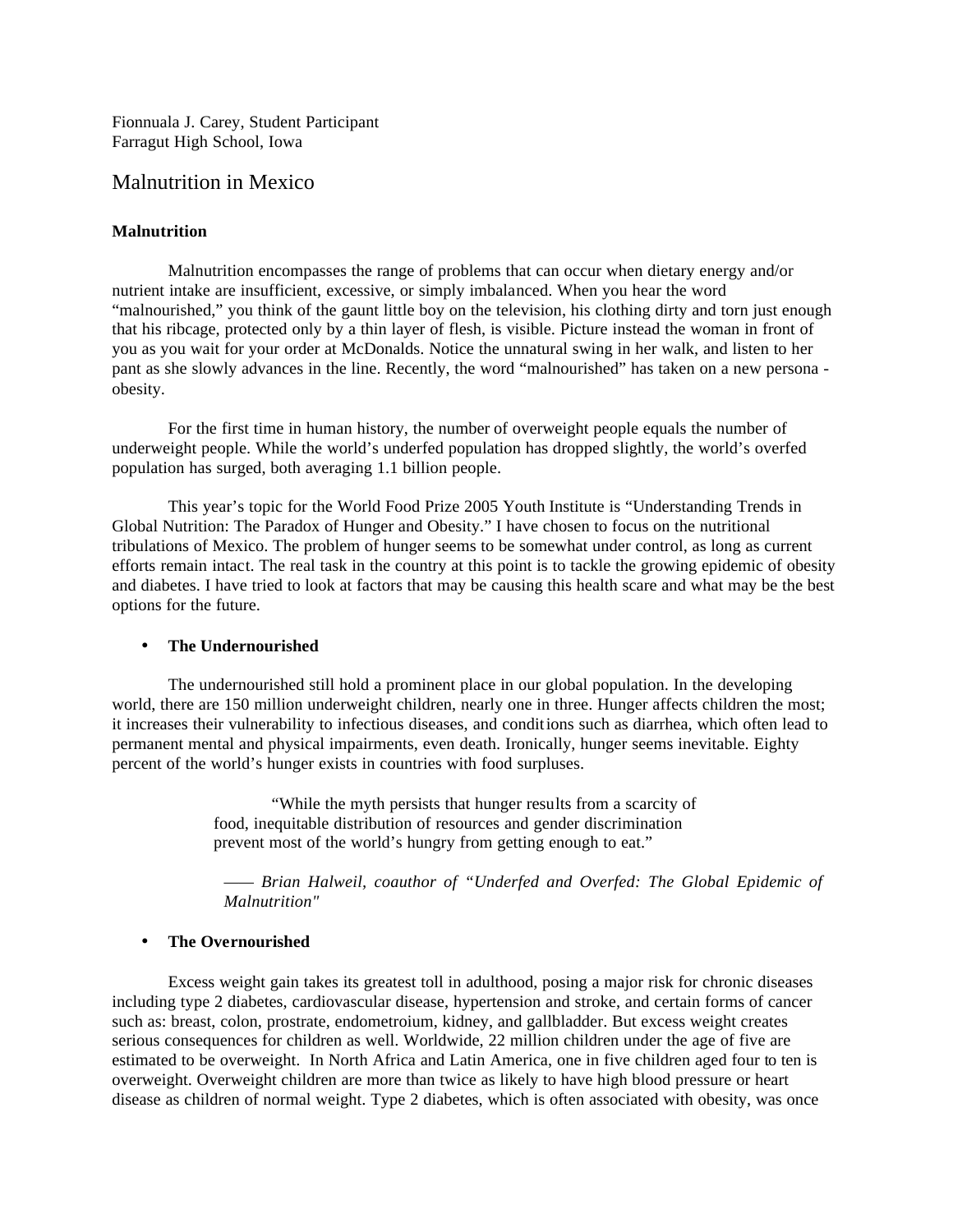Fionnuala J. Carey, Student Participant
Farragut High School, Iowa

# Malnutrition in Mexico

## Malnutrition

Malnutrition encompasses the range of problems that can occur when dietary energy and/or nutrient intake are insufficient, excessive, or simply imbalanced. When you hear the word "malnourished," you think of the gaunt little boy on the television, his clothing dirty and torn just enough that his ribcage, protected only by a thin layer of flesh, is visible. Picture instead the woman in front of you as you wait for your order at McDonalds. Notice the unnatural swing in her walk, and listen to her pant as she slowly advances in the line. Recently, the word "malnourished" has taken on a new persona - obesity.

For the first time in human history, the number of overweight people equals the number of underweight people. While the world's underfed population has dropped slightly, the world's overfed population has surged, both averaging 1.1 billion people.

This year's topic for the World Food Prize 2005 Youth Institute is "Understanding Trends in Global Nutrition: The Paradox of Hunger and Obesity." I have chosen to focus on the nutritional tribulations of Mexico. The problem of hunger seems to be somewhat under control, as long as current efforts remain intact. The real task in the country at this point is to tackle the growing epidemic of obesity and diabetes. I have tried to look at factors that may be causing this health scare and what may be the best options for the future.

- **The Undernourished**

The undernourished still hold a prominent place in our global population. In the developing world, there are 150 million underweight children, nearly one in three. Hunger affects children the most; it increases their vulnerability to infectious diseases, and conditions such as diarrhea, which often lead to permanent mental and physical impairments, even death. Ironically, hunger seems inevitable. Eighty percent of the world's hunger exists in countries with food surpluses.

> "While the myth persists that hunger results from a scarcity of food, inequitable distribution of resources and gender discrimination prevent most of the world's hungry from getting enough to eat."
>
> —— *Brian Halweil, coauthor of "Underfed and Overfed: The Global Epidemic of Malnutrition"*

- **The Overnourished**

Excess weight gain takes its greatest toll in adulthood, posing a major risk for chronic diseases including type 2 diabetes, cardiovascular disease, hypertension and stroke, and certain forms of cancer such as: breast, colon, prostrate, endometroium, kidney, and gallbladder. But excess weight creates serious consequences for children as well. Worldwide, 22 million children under the age of five are estimated to be overweight. In North Africa and Latin America, one in five children aged four to ten is overweight. Overweight children are more than twice as likely to have high blood pressure or heart disease as children of normal weight. Type 2 diabetes, which is often associated with obesity, was once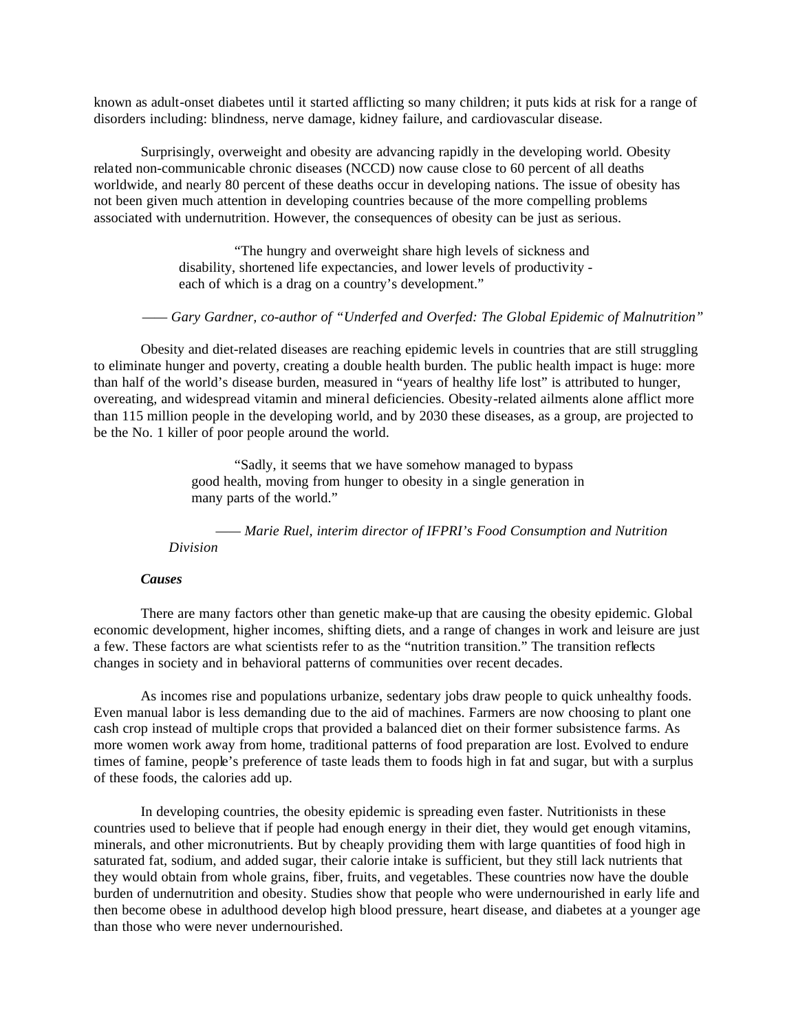known as adult-onset diabetes until it started afflicting so many children; it puts kids at risk for a range of disorders including: blindness, nerve damage, kidney failure, and cardiovascular disease.

Surprisingly, overweight and obesity are advancing rapidly in the developing world. Obesity related non-communicable chronic diseases (NCCD) now cause close to 60 percent of all deaths worldwide, and nearly 80 percent of these deaths occur in developing nations. The issue of obesity has not been given much attention in developing countries because of the more compelling problems associated with undernutrition. However, the consequences of obesity can be just as serious.

> "The hungry and overweight share high levels of sickness and disability, shortened life expectancies, and lower levels of productivity - each of which is a drag on a country's development."
>
> —— *Gary Gardner, co-author of "Underfed and Overfed: The Global Epidemic of Malnutrition"*

Obesity and diet-related diseases are reaching epidemic levels in countries that are still struggling to eliminate hunger and poverty, creating a double health burden. The public health impact is huge: more than half of the world's disease burden, measured in "years of healthy life lost" is attributed to hunger, overeating, and widespread vitamin and mineral deficiencies. Obesity-related ailments alone afflict more than 115 million people in the developing world, and by 2030 these diseases, as a group, are projected to be the No. 1 killer of poor people around the world.

> "Sadly, it seems that we have somehow managed to bypass good health, moving from hunger to obesity in a single generation in many parts of the world."
>
> —— *Marie Ruel, interim director of IFPRI's Food Consumption and Nutrition Division*

***Causes***

There are many factors other than genetic make-up that are causing the obesity epidemic. Global economic development, higher incomes, shifting diets, and a range of changes in work and leisure are just a few. These factors are what scientists refer to as the "nutrition transition." The transition reflects changes in society and in behavioral patterns of communities over recent decades.

As incomes rise and populations urbanize, sedentary jobs draw people to quick unhealthy foods. Even manual labor is less demanding due to the aid of machines. Farmers are now choosing to plant one cash crop instead of multiple crops that provided a balanced diet on their former subsistence farms. As more women work away from home, traditional patterns of food preparation are lost. Evolved to endure times of famine, people's preference of taste leads them to foods high in fat and sugar, but with a surplus of these foods, the calories add up.

In developing countries, the obesity epidemic is spreading even faster. Nutritionists in these countries used to believe that if people had enough energy in their diet, they would get enough vitamins, minerals, and other micronutrients. But by cheaply providing them with large quantities of food high in saturated fat, sodium, and added sugar, their calorie intake is sufficient, but they still lack nutrients that they would obtain from whole grains, fiber, fruits, and vegetables. These countries now have the double burden of undernutrition and obesity. Studies show that people who were undernourished in early life and then become obese in adulthood develop high blood pressure, heart disease, and diabetes at a younger age than those who were never undernourished.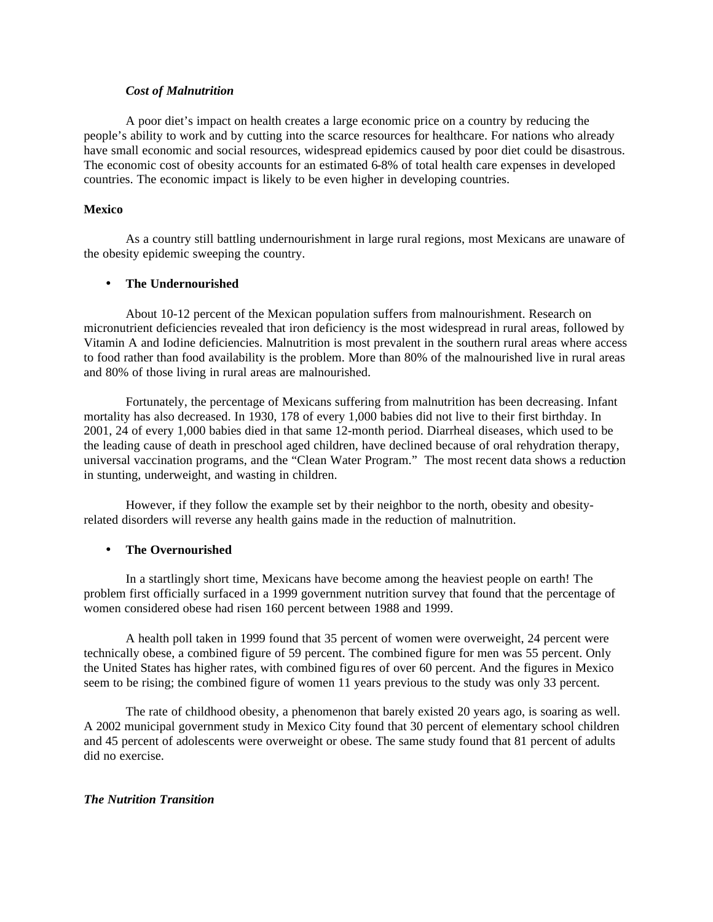***Cost of Malnutrition***

A poor diet's impact on health creates a large economic price on a country by reducing the people's ability to work and by cutting into the scarce resources for healthcare. For nations who already have small economic and social resources, widespread epidemics caused by poor diet could be disastrous. The economic cost of obesity accounts for an estimated 6-8% of total health care expenses in developed countries. The economic impact is likely to be even higher in developing countries.

**Mexico**

As a country still battling undernourishment in large rural regions, most Mexicans are unaware of the obesity epidemic sweeping the country.

- **The Undernourished**

About 10-12 percent of the Mexican population suffers from malnourishment. Research on micronutrient deficiencies revealed that iron deficiency is the most widespread in rural areas, followed by Vitamin A and Iodine deficiencies. Malnutrition is most prevalent in the southern rural areas where access to food rather than food availability is the problem. More than 80% of the malnourished live in rural areas and 80% of those living in rural areas are malnourished.

Fortunately, the percentage of Mexicans suffering from malnutrition has been decreasing. Infant mortality has also decreased. In 1930, 178 of every 1,000 babies did not live to their first birthday. In 2001, 24 of every 1,000 babies died in that same 12-month period. Diarrheal diseases, which used to be the leading cause of death in preschool aged children, have declined because of oral rehydration therapy, universal vaccination programs, and the "Clean Water Program." The most recent data shows a reduction in stunting, underweight, and wasting in children.

However, if they follow the example set by their neighbor to the north, obesity and obesity-related disorders will reverse any health gains made in the reduction of malnutrition.

- **The Overnourished**

In a startlingly short time, Mexicans have become among the heaviest people on earth! The problem first officially surfaced in a 1999 government nutrition survey that found that the percentage of women considered obese had risen 160 percent between 1988 and 1999.

A health poll taken in 1999 found that 35 percent of women were overweight, 24 percent were technically obese, a combined figure of 59 percent. The combined figure for men was 55 percent. Only the United States has higher rates, with combined figures of over 60 percent. And the figures in Mexico seem to be rising; the combined figure of women 11 years previous to the study was only 33 percent.

The rate of childhood obesity, a phenomenon that barely existed 20 years ago, is soaring as well. A 2002 municipal government study in Mexico City found that 30 percent of elementary school children and 45 percent of adolescents were overweight or obese. The same study found that 81 percent of adults did no exercise.

***The Nutrition Transition***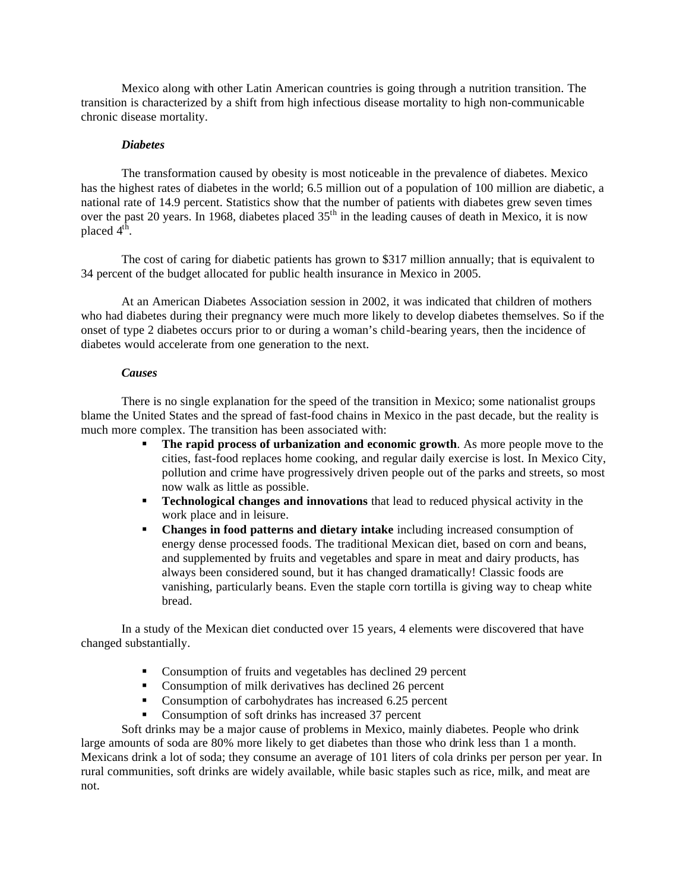Mexico along with other Latin American countries is going through a nutrition transition. The transition is characterized by a shift from high infectious disease mortality to high non-communicable chronic disease mortality.

### *Diabetes*

The transformation caused by obesity is most noticeable in the prevalence of diabetes. Mexico has the highest rates of diabetes in the world; 6.5 million out of a population of 100 million are diabetic, a national rate of 14.9 percent. Statistics show that the number of patients with diabetes grew seven times over the past 20 years. In 1968, diabetes placed 35th in the leading causes of death in Mexico, it is now placed 4th.

The cost of caring for diabetic patients has grown to $317 million annually; that is equivalent to 34 percent of the budget allocated for public health insurance in Mexico in 2005.

At an American Diabetes Association session in 2002, it was indicated that children of mothers who had diabetes during their pregnancy were much more likely to develop diabetes themselves. So if the onset of type 2 diabetes occurs prior to or during a woman's child-bearing years, then the incidence of diabetes would accelerate from one generation to the next.

### *Causes*

There is no single explanation for the speed of the transition in Mexico; some nationalist groups blame the United States and the spread of fast-food chains in Mexico in the past decade, but the reality is much more complex. The transition has been associated with:

- **The rapid process of urbanization and economic growth**. As more people move to the cities, fast-food replaces home cooking, and regular daily exercise is lost. In Mexico City, pollution and crime have progressively driven people out of the parks and streets, so most now walk as little as possible.
- **Technological changes and innovations** that lead to reduced physical activity in the work place and in leisure.
- **Changes in food patterns and dietary intake** including increased consumption of energy dense processed foods. The traditional Mexican diet, based on corn and beans, and supplemented by fruits and vegetables and spare in meat and dairy products, has always been considered sound, but it has changed dramatically! Classic foods are vanishing, particularly beans. Even the staple corn tortilla is giving way to cheap white bread.

In a study of the Mexican diet conducted over 15 years, 4 elements were discovered that have changed substantially.

- Consumption of fruits and vegetables has declined 29 percent
- Consumption of milk derivatives has declined 26 percent
- Consumption of carbohydrates has increased 6.25 percent
- Consumption of soft drinks has increased 37 percent

Soft drinks may be a major cause of problems in Mexico, mainly diabetes. People who drink large amounts of soda are 80% more likely to get diabetes than those who drink less than 1 a month. Mexicans drink a lot of soda; they consume an average of 101 liters of cola drinks per person per year. In rural communities, soft drinks are widely available, while basic staples such as rice, milk, and meat are not.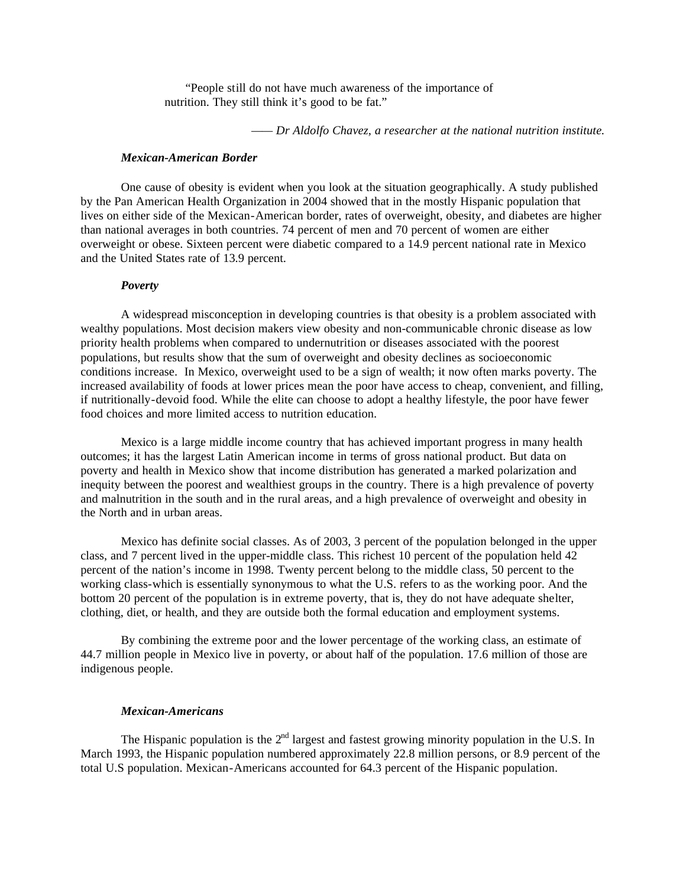> "People still do not have much awareness of the importance of nutrition. They still think it's good to be fat."
>
> —— *Dr Aldolfo Chavez, a researcher at the national nutrition institute.*

### *Mexican-American Border*

One cause of obesity is evident when you look at the situation geographically. A study published by the Pan American Health Organization in 2004 showed that in the mostly Hispanic population that lives on either side of the Mexican-American border, rates of overweight, obesity, and diabetes are higher than national averages in both countries. 74 percent of men and 70 percent of women are either overweight or obese. Sixteen percent were diabetic compared to a 14.9 percent national rate in Mexico and the United States rate of 13.9 percent.

### *Poverty*

A widespread misconception in developing countries is that obesity is a problem associated with wealthy populations. Most decision makers view obesity and non-communicable chronic disease as low priority health problems when compared to undernutrition or diseases associated with the poorest populations, but results show that the sum of overweight and obesity declines as socioeconomic conditions increase. In Mexico, overweight used to be a sign of wealth; it now often marks poverty. The increased availability of foods at lower prices mean the poor have access to cheap, convenient, and filling, if nutritionally-devoid food. While the elite can choose to adopt a healthy lifestyle, the poor have fewer food choices and more limited access to nutrition education.

Mexico is a large middle income country that has achieved important progress in many health outcomes; it has the largest Latin American income in terms of gross national product. But data on poverty and health in Mexico show that income distribution has generated a marked polarization and inequity between the poorest and wealthiest groups in the country. There is a high prevalence of poverty and malnutrition in the south and in the rural areas, and a high prevalence of overweight and obesity in the North and in urban areas.

Mexico has definite social classes. As of 2003, 3 percent of the population belonged in the upper class, and 7 percent lived in the upper-middle class. This richest 10 percent of the population held 42 percent of the nation's income in 1998. Twenty percent belong to the middle class, 50 percent to the working class-which is essentially synonymous to what the U.S. refers to as the working poor. And the bottom 20 percent of the population is in extreme poverty, that is, they do not have adequate shelter, clothing, diet, or health, and they are outside both the formal education and employment systems.

By combining the extreme poor and the lower percentage of the working class, an estimate of 44.7 million people in Mexico live in poverty, or about half of the population. 17.6 million of those are indigenous people.

### *Mexican-Americans*

The Hispanic population is the 2nd largest and fastest growing minority population in the U.S. In March 1993, the Hispanic population numbered approximately 22.8 million persons, or 8.9 percent of the total U.S population. Mexican-Americans accounted for 64.3 percent of the Hispanic population.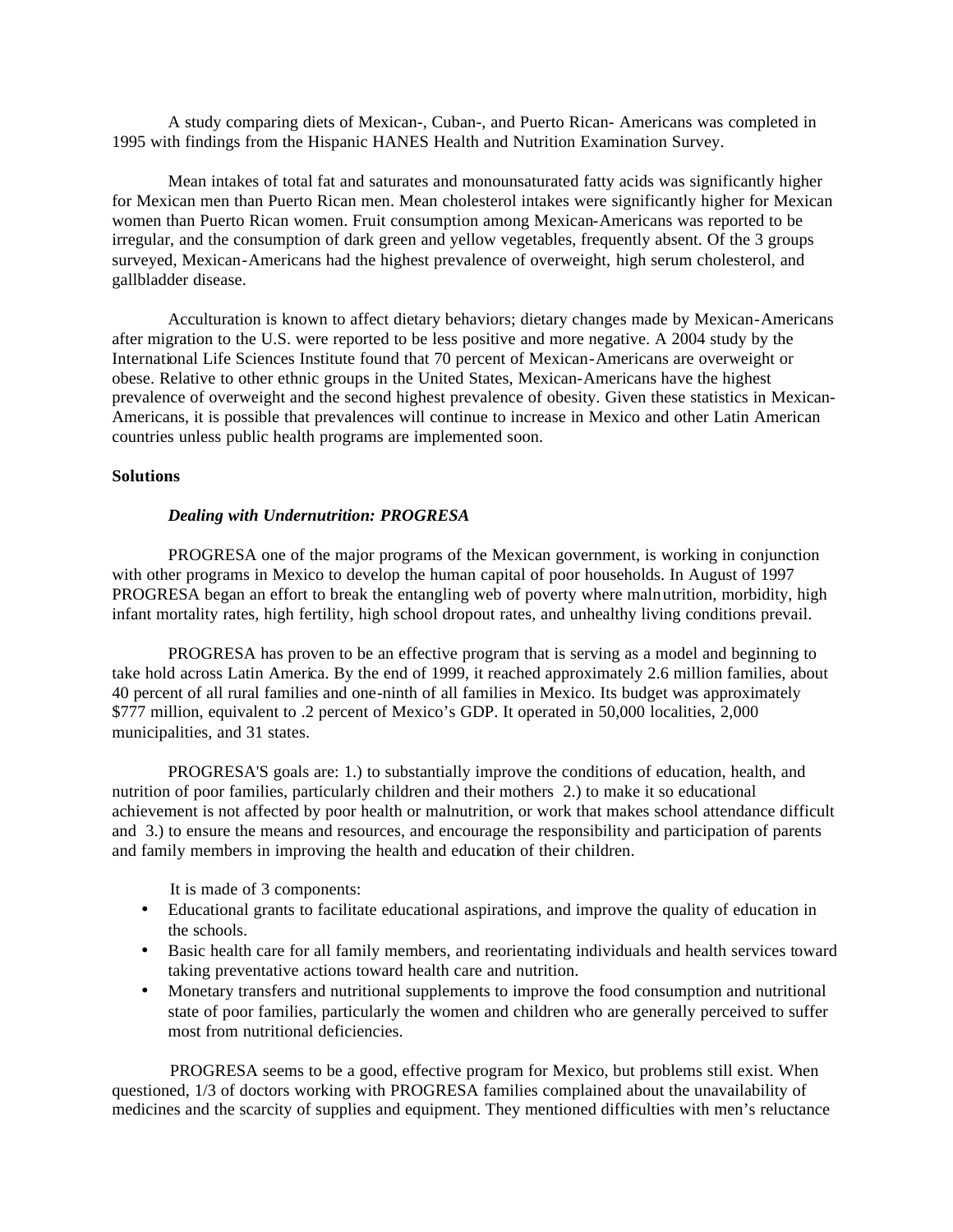A study comparing diets of Mexican-, Cuban-, and Puerto Rican- Americans was completed in 1995 with findings from the Hispanic HANES Health and Nutrition Examination Survey.

Mean intakes of total fat and saturates and monounsaturated fatty acids was significantly higher for Mexican men than Puerto Rican men. Mean cholesterol intakes were significantly higher for Mexican women than Puerto Rican women. Fruit consumption among Mexican-Americans was reported to be irregular, and the consumption of dark green and yellow vegetables, frequently absent. Of the 3 groups surveyed, Mexican-Americans had the highest prevalence of overweight, high serum cholesterol, and gallbladder disease.

Acculturation is known to affect dietary behaviors; dietary changes made by Mexican-Americans after migration to the U.S. were reported to be less positive and more negative. A 2004 study by the International Life Sciences Institute found that 70 percent of Mexican-Americans are overweight or obese. Relative to other ethnic groups in the United States, Mexican-Americans have the highest prevalence of overweight and the second highest prevalence of obesity. Given these statistics in Mexican-Americans, it is possible that prevalences will continue to increase in Mexico and other Latin American countries unless public health programs are implemented soon.

**Solutions**

***Dealing with Undernutrition: PROGRESA***

PROGRESA one of the major programs of the Mexican government, is working in conjunction with other programs in Mexico to develop the human capital of poor households. In August of 1997 PROGRESA began an effort to break the entangling web of poverty where malnutrition, morbidity, high infant mortality rates, high fertility, high school dropout rates, and unhealthy living conditions prevail.

PROGRESA has proven to be an effective program that is serving as a model and beginning to take hold across Latin America. By the end of 1999, it reached approximately 2.6 million families, about 40 percent of all rural families and one-ninth of all families in Mexico. Its budget was approximately $777 million, equivalent to .2 percent of Mexico's GDP. It operated in 50,000 localities, 2,000 municipalities, and 31 states.

PROGRESA'S goals are: 1.) to substantially improve the conditions of education, health, and nutrition of poor families, particularly children and their mothers 2.) to make it so educational achievement is not affected by poor health or malnutrition, or work that makes school attendance difficult and 3.) to ensure the means and resources, and encourage the responsibility and participation of parents and family members in improving the health and education of their children.

It is made of 3 components:

- Educational grants to facilitate educational aspirations, and improve the quality of education in the schools.
- Basic health care for all family members, and reorientating individuals and health services toward taking preventative actions toward health care and nutrition.
- Monetary transfers and nutritional supplements to improve the food consumption and nutritional state of poor families, particularly the women and children who are generally perceived to suffer most from nutritional deficiencies.

PROGRESA seems to be a good, effective program for Mexico, but problems still exist. When questioned, 1/3 of doctors working with PROGRESA families complained about the unavailability of medicines and the scarcity of supplies and equipment. They mentioned difficulties with men's reluctance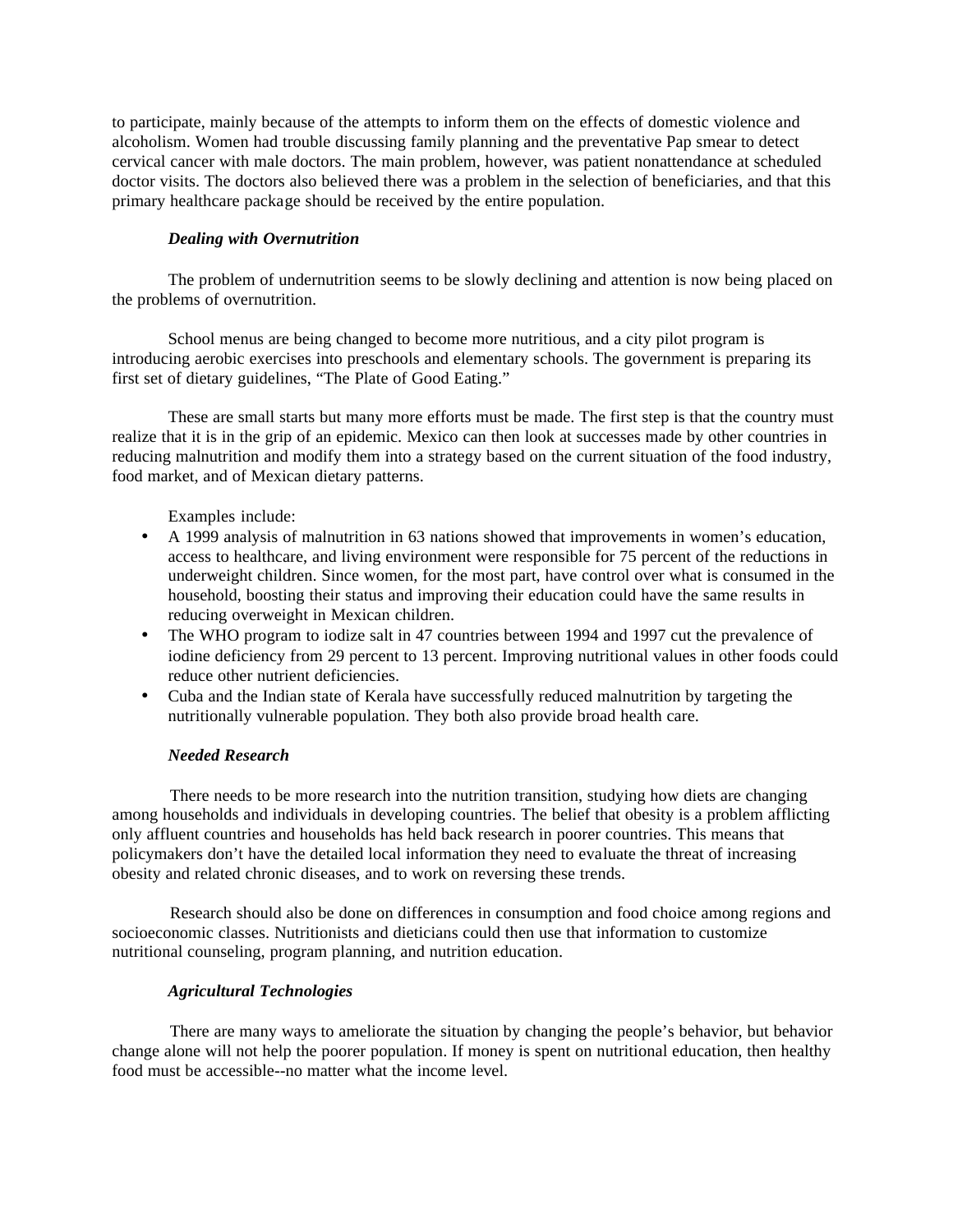to participate, mainly because of the attempts to inform them on the effects of domestic violence and alcoholism. Women had trouble discussing family planning and the preventative Pap smear to detect cervical cancer with male doctors. The main problem, however, was patient nonattendance at scheduled doctor visits. The doctors also believed there was a problem in the selection of beneficiaries, and that this primary healthcare package should be received by the entire population.

### *Dealing with Overnutrition*

The problem of undernutrition seems to be slowly declining and attention is now being placed on the problems of overnutrition.

School menus are being changed to become more nutritious, and a city pilot program is introducing aerobic exercises into preschools and elementary schools. The government is preparing its first set of dietary guidelines, "The Plate of Good Eating."

These are small starts but many more efforts must be made. The first step is that the country must realize that it is in the grip of an epidemic. Mexico can then look at successes made by other countries in reducing malnutrition and modify them into a strategy based on the current situation of the food industry, food market, and of Mexican dietary patterns.

Examples include:

- A 1999 analysis of malnutrition in 63 nations showed that improvements in women's education, access to healthcare, and living environment were responsible for 75 percent of the reductions in underweight children. Since women, for the most part, have control over what is consumed in the household, boosting their status and improving their education could have the same results in reducing overweight in Mexican children.
- The WHO program to iodize salt in 47 countries between 1994 and 1997 cut the prevalence of iodine deficiency from 29 percent to 13 percent. Improving nutritional values in other foods could reduce other nutrient deficiencies.
- Cuba and the Indian state of Kerala have successfully reduced malnutrition by targeting the nutritionally vulnerable population. They both also provide broad health care.

### *Needed Research*

There needs to be more research into the nutrition transition, studying how diets are changing among households and individuals in developing countries. The belief that obesity is a problem afflicting only affluent countries and households has held back research in poorer countries. This means that policymakers don't have the detailed local information they need to evaluate the threat of increasing obesity and related chronic diseases, and to work on reversing these trends.

Research should also be done on differences in consumption and food choice among regions and socioeconomic classes. Nutritionists and dieticians could then use that information to customize nutritional counseling, program planning, and nutrition education.

### *Agricultural Technologies*

There are many ways to ameliorate the situation by changing the people's behavior, but behavior change alone will not help the poorer population. If money is spent on nutritional education, then healthy food must be accessible--no matter what the income level.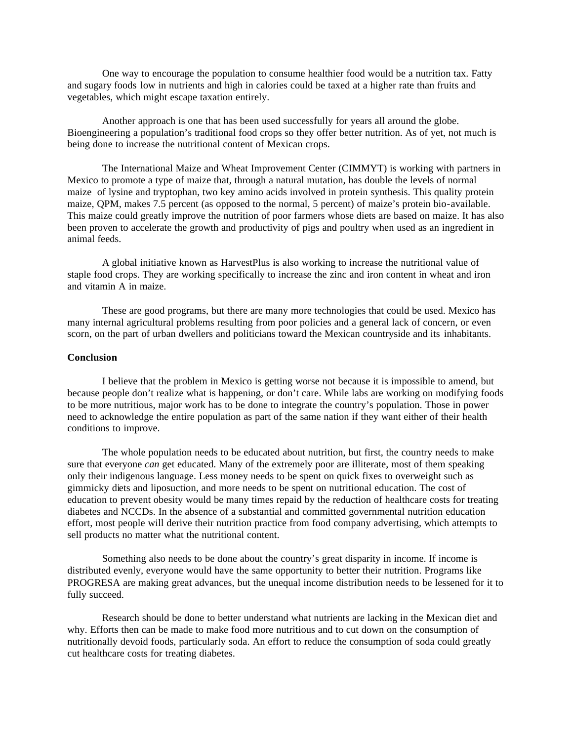One way to encourage the population to consume healthier food would be a nutrition tax. Fatty and sugary foods low in nutrients and high in calories could be taxed at a higher rate than fruits and vegetables, which might escape taxation entirely.

Another approach is one that has been used successfully for years all around the globe. Bioengineering a population's traditional food crops so they offer better nutrition. As of yet, not much is being done to increase the nutritional content of Mexican crops.

The International Maize and Wheat Improvement Center (CIMMYT) is working with partners in Mexico to promote a type of maize that, through a natural mutation, has double the levels of normal maize of lysine and tryptophan, two key amino acids involved in protein synthesis. This quality protein maize, QPM, makes 7.5 percent (as opposed to the normal, 5 percent) of maize's protein bio-available. This maize could greatly improve the nutrition of poor farmers whose diets are based on maize. It has also been proven to accelerate the growth and productivity of pigs and poultry when used as an ingredient in animal feeds.

A global initiative known as HarvestPlus is also working to increase the nutritional value of staple food crops. They are working specifically to increase the zinc and iron content in wheat and iron and vitamin A in maize.

These are good programs, but there are many more technologies that could be used. Mexico has many internal agricultural problems resulting from poor policies and a general lack of concern, or even scorn, on the part of urban dwellers and politicians toward the Mexican countryside and its inhabitants.

**Conclusion**

I believe that the problem in Mexico is getting worse not because it is impossible to amend, but because people don't realize what is happening, or don't care. While labs are working on modifying foods to be more nutritious, major work has to be done to integrate the country's population. Those in power need to acknowledge the entire population as part of the same nation if they want either of their health conditions to improve.

The whole population needs to be educated about nutrition, but first, the country needs to make sure that everyone *can* get educated. Many of the extremely poor are illiterate, most of them speaking only their indigenous language. Less money needs to be spent on quick fixes to overweight such as gimmicky diets and liposuction, and more needs to be spent on nutritional education. The cost of education to prevent obesity would be many times repaid by the reduction of healthcare costs for treating diabetes and NCCDs. In the absence of a substantial and committed governmental nutrition education effort, most people will derive their nutrition practice from food company advertising, which attempts to sell products no matter what the nutritional content.

Something also needs to be done about the country's great disparity in income. If income is distributed evenly, everyone would have the same opportunity to better their nutrition. Programs like PROGRESA are making great advances, but the unequal income distribution needs to be lessened for it to fully succeed.

Research should be done to better understand what nutrients are lacking in the Mexican diet and why. Efforts then can be made to make food more nutritious and to cut down on the consumption of nutritionally devoid foods, particularly soda. An effort to reduce the consumption of soda could greatly cut healthcare costs for treating diabetes.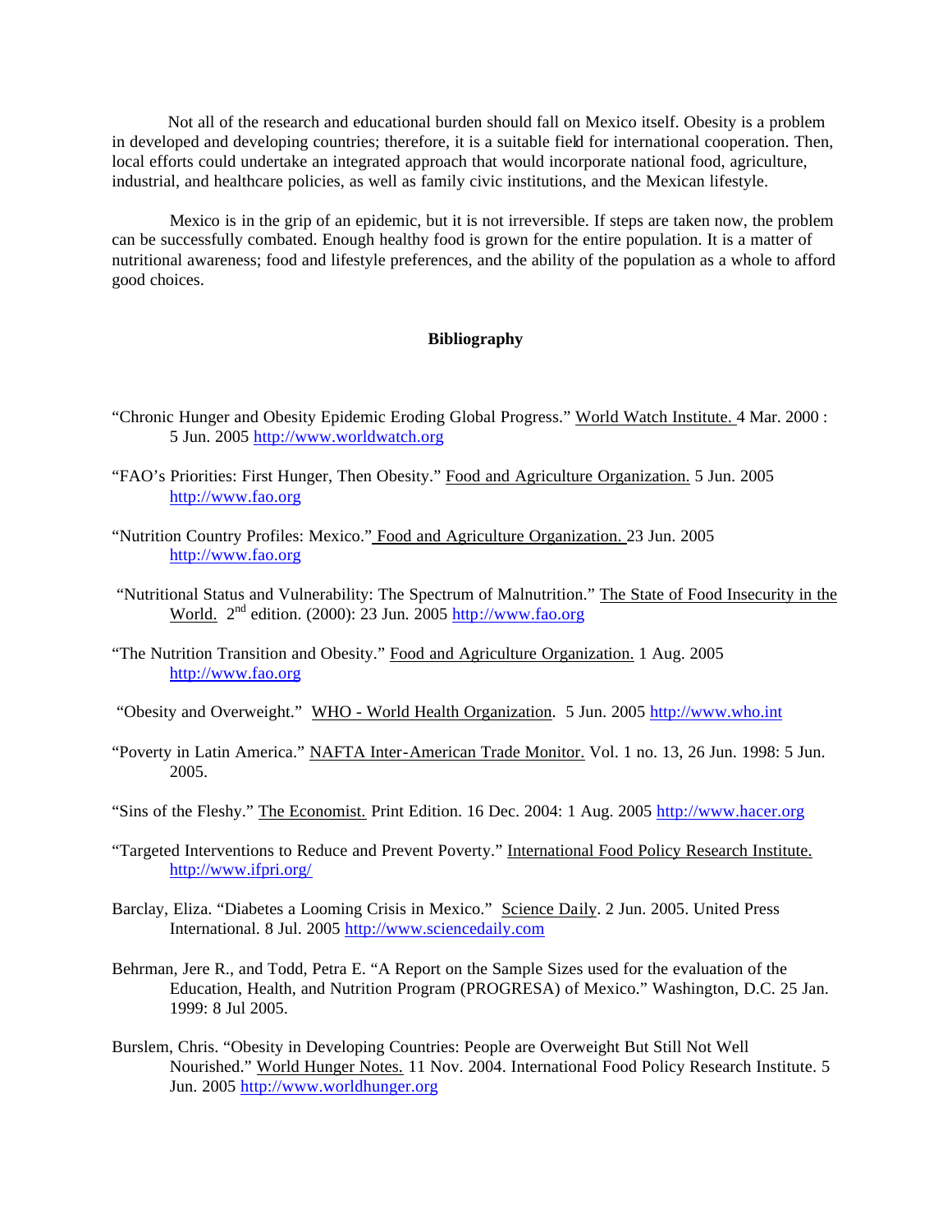Not all of the research and educational burden should fall on Mexico itself. Obesity is a problem in developed and developing countries; therefore, it is a suitable field for international cooperation. Then, local efforts could undertake an integrated approach that would incorporate national food, agriculture, industrial, and healthcare policies, as well as family civic institutions, and the Mexican lifestyle.

Mexico is in the grip of an epidemic, but it is not irreversible. If steps are taken now, the problem can be successfully combated. Enough healthy food is grown for the entire population. It is a matter of nutritional awareness; food and lifestyle preferences, and the ability of the population as a whole to afford good choices.

**Bibliography**

"Chronic Hunger and Obesity Epidemic Eroding Global Progress." World Watch Institute. 4 Mar. 2000 : 5 Jun. 2005 http://www.worldwatch.org

"FAO's Priorities: First Hunger, Then Obesity." Food and Agriculture Organization. 5 Jun. 2005 http://www.fao.org

"Nutrition Country Profiles: Mexico." Food and Agriculture Organization. 23 Jun. 2005 http://www.fao.org

"Nutritional Status and Vulnerability: The Spectrum of Malnutrition." The State of Food Insecurity in the World. 2nd edition. (2000): 23 Jun. 2005 http://www.fao.org

"The Nutrition Transition and Obesity." Food and Agriculture Organization. 1 Aug. 2005 http://www.fao.org

"Obesity and Overweight." WHO - World Health Organization. 5 Jun. 2005 http://www.who.int

"Poverty in Latin America." NAFTA Inter-American Trade Monitor. Vol. 1 no. 13, 26 Jun. 1998: 5 Jun. 2005.

"Sins of the Fleshy." The Economist. Print Edition. 16 Dec. 2004: 1 Aug. 2005 http://www.hacer.org

"Targeted Interventions to Reduce and Prevent Poverty." International Food Policy Research Institute. http://www.ifpri.org/

Barclay, Eliza. "Diabetes a Looming Crisis in Mexico." Science Daily. 2 Jun. 2005. United Press International. 8 Jul. 2005 http://www.sciencedaily.com

Behrman, Jere R., and Todd, Petra E. "A Report on the Sample Sizes used for the evaluation of the Education, Health, and Nutrition Program (PROGRESA) of Mexico." Washington, D.C. 25 Jan. 1999: 8 Jul 2005.

Burslem, Chris. "Obesity in Developing Countries: People are Overweight But Still Not Well Nourished." World Hunger Notes. 11 Nov. 2004. International Food Policy Research Institute. 5 Jun. 2005 http://www.worldhunger.org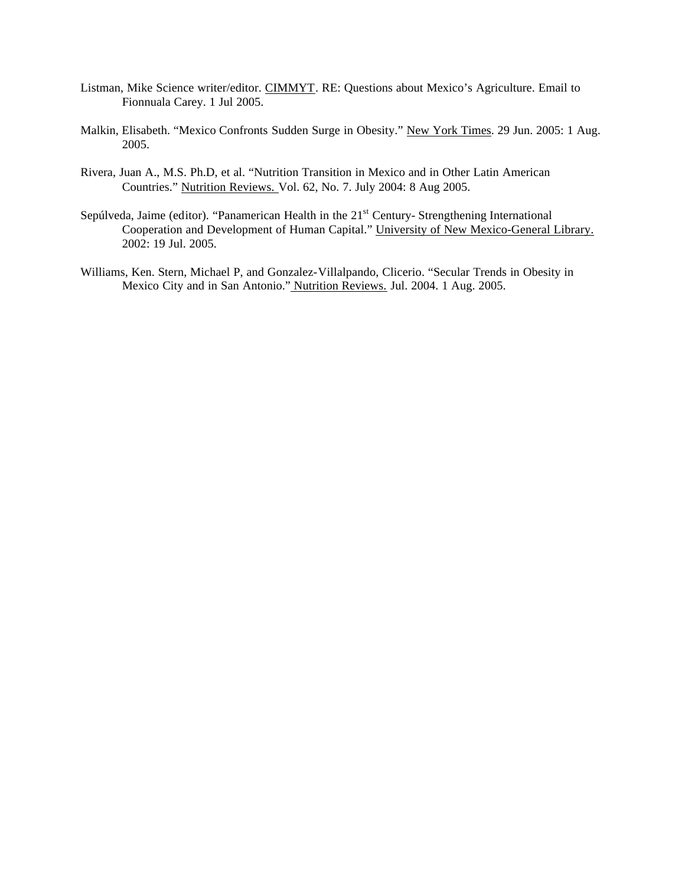Listman, Mike Science writer/editor. CIMMYT. RE: Questions about Mexico's Agriculture. Email to Fionnuala Carey. 1 Jul 2005.

Malkin, Elisabeth. "Mexico Confronts Sudden Surge in Obesity." New York Times. 29 Jun. 2005: 1 Aug. 2005.

Rivera, Juan A., M.S. Ph.D, et al. "Nutrition Transition in Mexico and in Other Latin American Countries." Nutrition Reviews. Vol. 62, No. 7. July 2004: 8 Aug 2005.

Sepúlveda, Jaime (editor). "Panamerican Health in the 21st Century- Strengthening International Cooperation and Development of Human Capital." University of New Mexico-General Library. 2002: 19 Jul. 2005.

Williams, Ken. Stern, Michael P, and Gonzalez-Villalpando, Clicerio. "Secular Trends in Obesity in Mexico City and in San Antonio." Nutrition Reviews. Jul. 2004. 1 Aug. 2005.